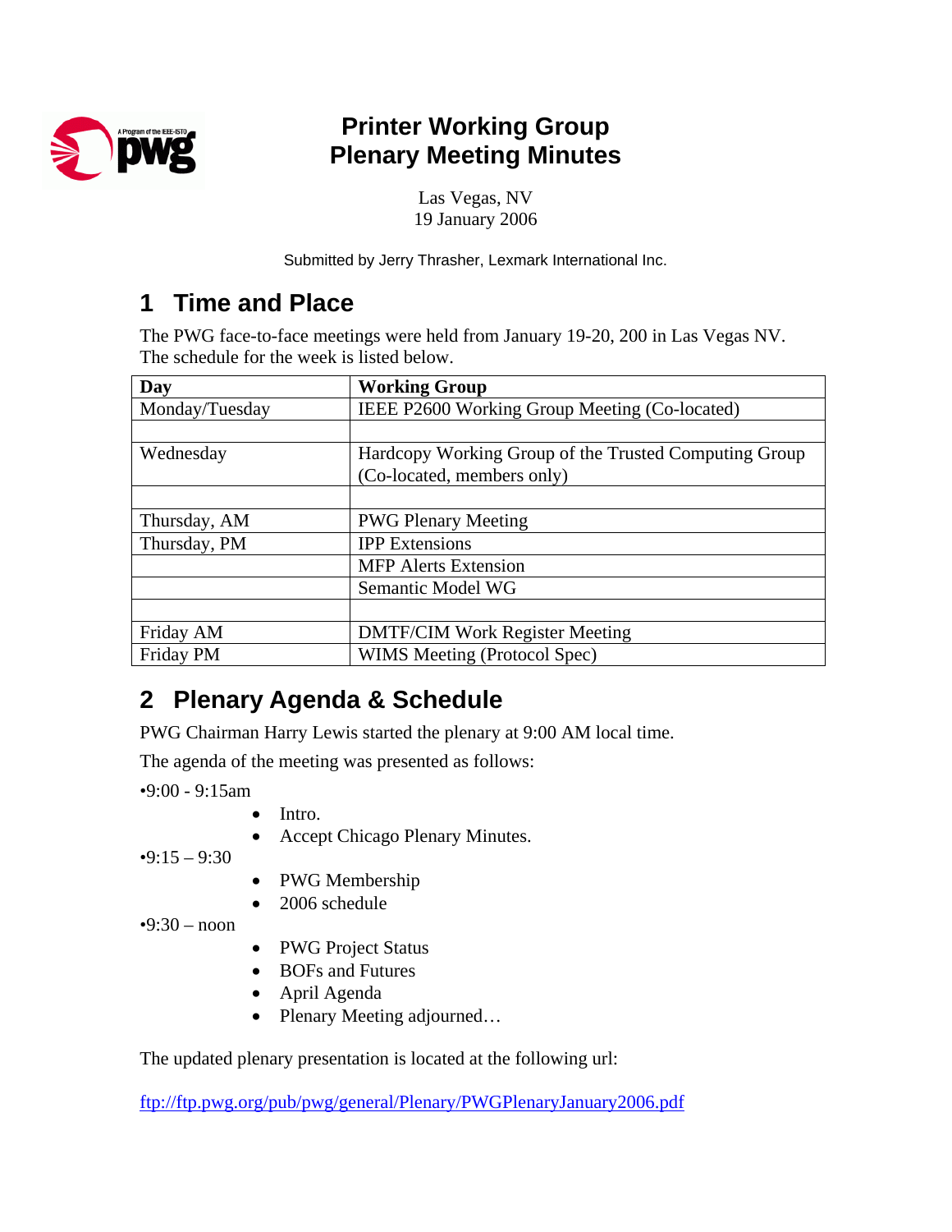# Printer Working Group
# Plenary Meeting Minutes

Las Vegas, NV
19 January 2006

Submitted by Jerry Thrasher, Lexmark International Inc.

## 1 Time and Place

The PWG face-to-face meetings were held from January 19-20, 200 in Las Vegas NV. The schedule for the week is listed below.

| Day | Working Group |
|---|---|
| Monday/Tuesday | IEEE P2600 Working Group Meeting (Co-located) |
| | |
| Wednesday | Hardcopy Working Group of the Trusted Computing Group (Co-located, members only) |
| | |
| Thursday, AM | PWG Plenary Meeting |
| Thursday, PM | IPP Extensions |
| | MFP Alerts Extension |
| | Semantic Model WG |
| | |
| Friday AM | DMTF/CIM Work Register Meeting |
| Friday PM | WIMS Meeting (Protocol Spec) |

## 2 Plenary Agenda & Schedule

PWG Chairman Harry Lewis started the plenary at 9:00 AM local time.

The agenda of the meeting was presented as follows:

•9:00 - 9:15am

- Intro.
- Accept Chicago Plenary Minutes.

•9:15 – 9:30

- PWG Membership
- 2006 schedule

•9:30 – noon

- PWG Project Status
- BOFs and Futures
- April Agenda
- Plenary Meeting adjourned…

The updated plenary presentation is located at the following url:

ftp://ftp.pwg.org/pub/pwg/general/Plenary/PWGPlenaryJanuary2006.pdf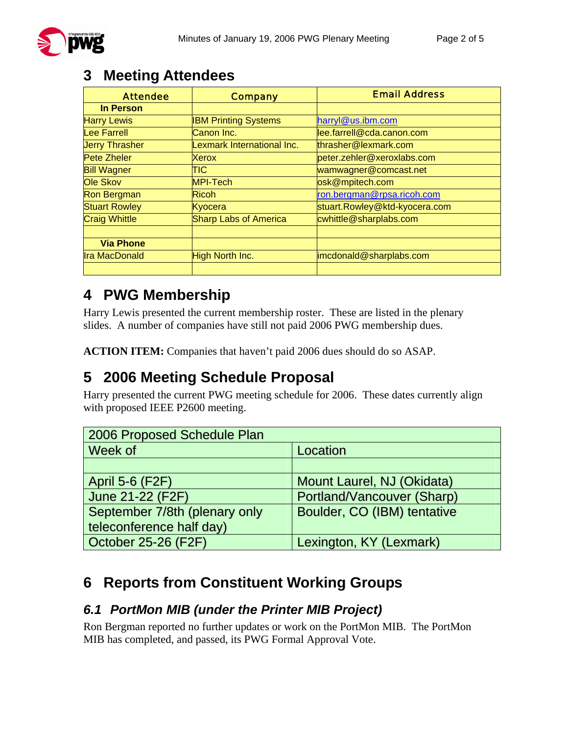# 3 Meeting Attendees

| Attendee | Company | Email Address |
|---|---|---|
| **In Person** | | |
| Harry Lewis | IBM Printing Systems | harryl@us.ibm.com |
| Lee Farrell | Canon Inc. | lee.farrell@cda.canon.com |
| Jerry Thrasher | Lexmark International Inc. | thrasher@lexmark.com |
| Pete Zheler | Xerox | peter.zehler@xeroxlabs.com |
| Bill Wagner | TIC | wamwagner@comcast.net |
| Ole Skov | MPI-Tech | osk@mpitech.com |
| Ron Bergman | Ricoh | ron.bergman@rpsa.ricoh.com |
| Stuart Rowley | Kyocera | stuart.Rowley@ktd-kyocera.com |
| Craig Whittle | Sharp Labs of America | cwhittle@sharplabs.com |
| | | |
| **Via Phone** | | |
| Ira MacDonald | High North Inc. | imcdonald@sharplabs.com |
| | | |

# 4 PWG Membership

Harry Lewis presented the current membership roster. These are listed in the plenary slides. A number of companies have still not paid 2006 PWG membership dues.

**ACTION ITEM:** Companies that haven't paid 2006 dues should do so ASAP.

# 5 2006 Meeting Schedule Proposal

Harry presented the current PWG meeting schedule for 2006. These dates currently align with proposed IEEE P2600 meeting.

| 2006 Proposed Schedule Plan | |
|---|---|
| Week of | Location |
| | |
| April 5-6 (F2F) | Mount Laurel, NJ (Okidata) |
| June 21-22 (F2F) | Portland/Vancouver (Sharp) |
| September 7/8th (plenary only teleconference half day) | Boulder, CO (IBM) tentative |
| October 25-26 (F2F) | Lexington, KY (Lexmark) |

# 6 Reports from Constituent Working Groups

## *6.1 PortMon MIB (under the Printer MIB Project)*

Ron Bergman reported no further updates or work on the PortMon MIB. The PortMon MIB has completed, and passed, its PWG Formal Approval Vote.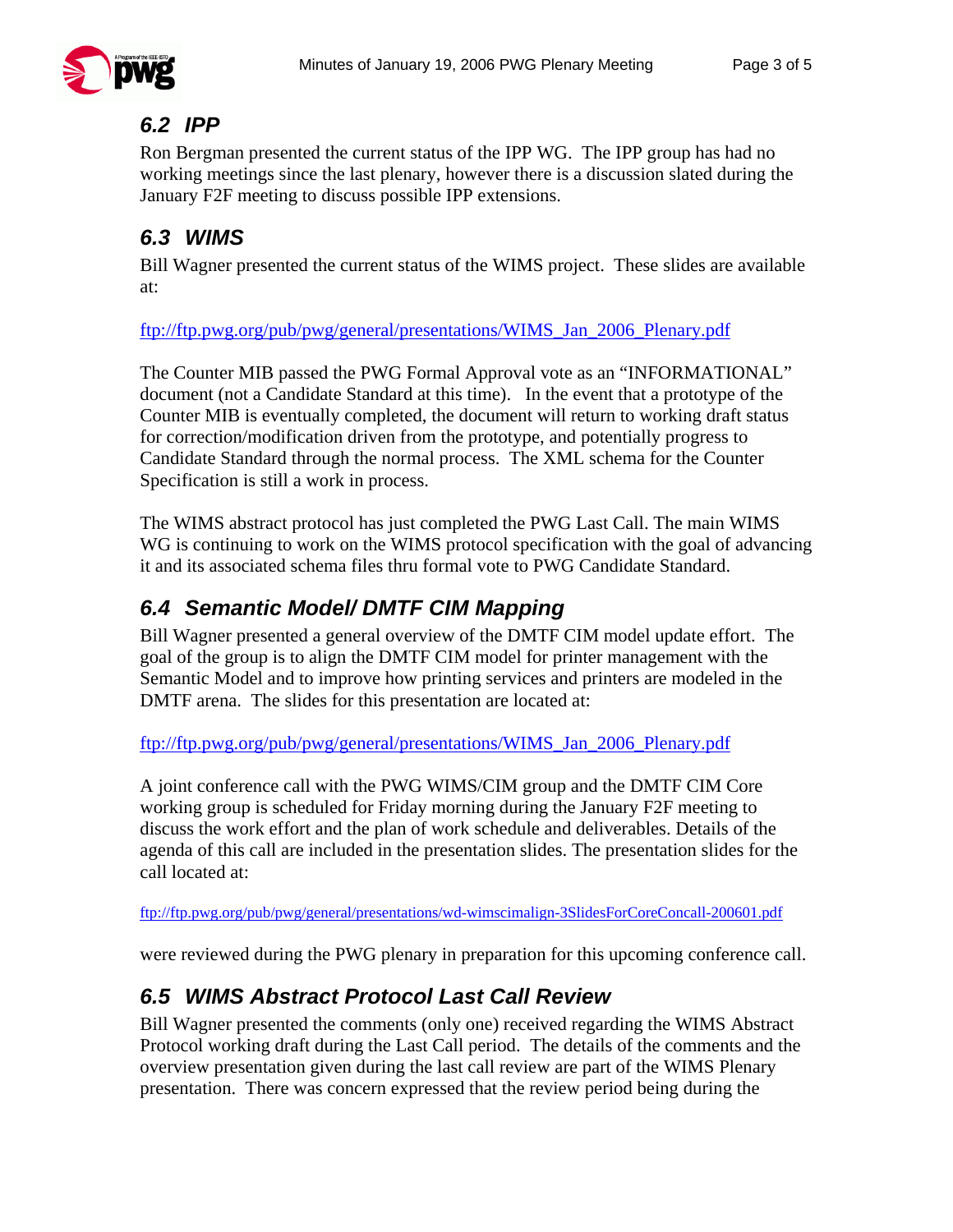## 6.2 IPP

Ron Bergman presented the current status of the IPP WG. The IPP group has had no working meetings since the last plenary, however there is a discussion slated during the January F2F meeting to discuss possible IPP extensions.

## 6.3 WIMS

Bill Wagner presented the current status of the WIMS project. These slides are available at:

ftp://ftp.pwg.org/pub/pwg/general/presentations/WIMS_Jan_2006_Plenary.pdf

The Counter MIB passed the PWG Formal Approval vote as an "INFORMATIONAL" document (not a Candidate Standard at this time). In the event that a prototype of the Counter MIB is eventually completed, the document will return to working draft status for correction/modification driven from the prototype, and potentially progress to Candidate Standard through the normal process. The XML schema for the Counter Specification is still a work in process.

The WIMS abstract protocol has just completed the PWG Last Call. The main WIMS WG is continuing to work on the WIMS protocol specification with the goal of advancing it and its associated schema files thru formal vote to PWG Candidate Standard.

## 6.4 Semantic Model/ DMTF CIM Mapping

Bill Wagner presented a general overview of the DMTF CIM model update effort. The goal of the group is to align the DMTF CIM model for printer management with the Semantic Model and to improve how printing services and printers are modeled in the DMTF arena. The slides for this presentation are located at:

ftp://ftp.pwg.org/pub/pwg/general/presentations/WIMS_Jan_2006_Plenary.pdf

A joint conference call with the PWG WIMS/CIM group and the DMTF CIM Core working group is scheduled for Friday morning during the January F2F meeting to discuss the work effort and the plan of work schedule and deliverables. Details of the agenda of this call are included in the presentation slides. The presentation slides for the call located at:

ftp://ftp.pwg.org/pub/pwg/general/presentations/wd-wimscimalign-3SlidesForCoreConcall-200601.pdf

were reviewed during the PWG plenary in preparation for this upcoming conference call.

## 6.5 WIMS Abstract Protocol Last Call Review

Bill Wagner presented the comments (only one) received regarding the WIMS Abstract Protocol working draft during the Last Call period. The details of the comments and the overview presentation given during the last call review are part of the WIMS Plenary presentation. There was concern expressed that the review period being during the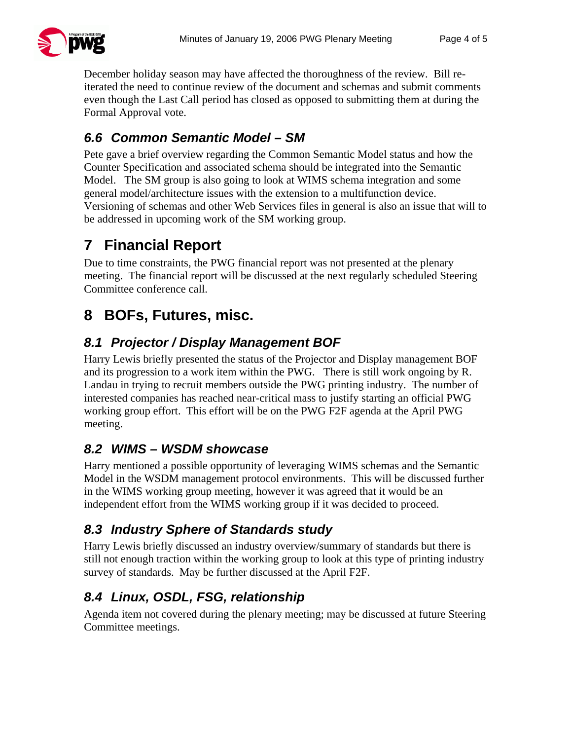December holiday season may have affected the thoroughness of the review. Bill re-iterated the need to continue review of the document and schemas and submit comments even though the Last Call period has closed as opposed to submitting them at during the Formal Approval vote.

### *6.6 Common Semantic Model – SM*

Pete gave a brief overview regarding the Common Semantic Model status and how the Counter Specification and associated schema should be integrated into the Semantic Model. The SM group is also going to look at WIMS schema integration and some general model/architecture issues with the extension to a multifunction device. Versioning of schemas and other Web Services files in general is also an issue that will to be addressed in upcoming work of the SM working group.

## 7 Financial Report

Due to time constraints, the PWG financial report was not presented at the plenary meeting. The financial report will be discussed at the next regularly scheduled Steering Committee conference call.

## 8 BOFs, Futures, misc.

### *8.1 Projector / Display Management BOF*

Harry Lewis briefly presented the status of the Projector and Display management BOF and its progression to a work item within the PWG. There is still work ongoing by R. Landau in trying to recruit members outside the PWG printing industry. The number of interested companies has reached near-critical mass to justify starting an official PWG working group effort. This effort will be on the PWG F2F agenda at the April PWG meeting.

### *8.2 WIMS – WSDM showcase*

Harry mentioned a possible opportunity of leveraging WIMS schemas and the Semantic Model in the WSDM management protocol environments. This will be discussed further in the WIMS working group meeting, however it was agreed that it would be an independent effort from the WIMS working group if it was decided to proceed.

### *8.3 Industry Sphere of Standards study*

Harry Lewis briefly discussed an industry overview/summary of standards but there is still not enough traction within the working group to look at this type of printing industry survey of standards. May be further discussed at the April F2F.

### *8.4 Linux, OSDL, FSG, relationship*

Agenda item not covered during the plenary meeting; may be discussed at future Steering Committee meetings.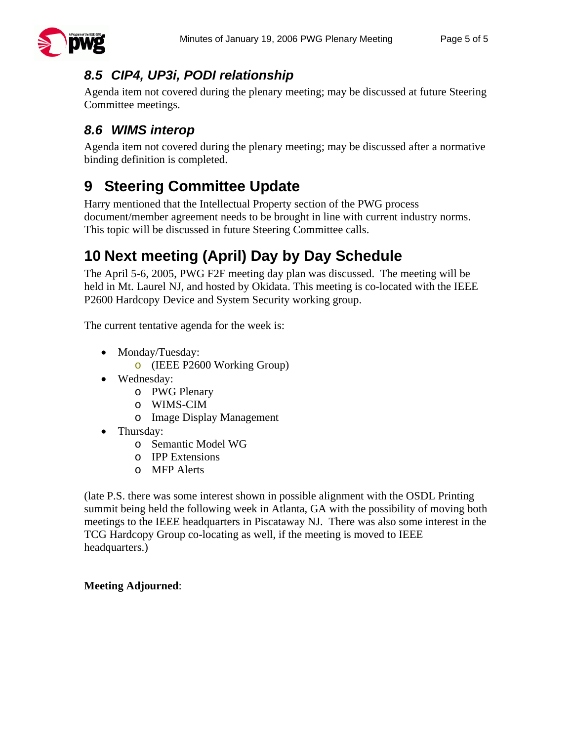### 8.5 CIP4, UP3i, PODI relationship

Agenda item not covered during the plenary meeting; may be discussed at future Steering Committee meetings.

### 8.6 WIMS interop

Agenda item not covered during the plenary meeting; may be discussed after a normative binding definition is completed.

## 9 Steering Committee Update

Harry mentioned that the Intellectual Property section of the PWG process document/member agreement needs to be brought in line with current industry norms. This topic will be discussed in future Steering Committee calls.

## 10 Next meeting (April) Day by Day Schedule

The April 5-6, 2005, PWG F2F meeting day plan was discussed. The meeting will be held in Mt. Laurel NJ, and hosted by Okidata. This meeting is co-located with the IEEE P2600 Hardcopy Device and System Security working group.

The current tentative agenda for the week is:

- Monday/Tuesday:
  - (IEEE P2600 Working Group)
- Wednesday:
  - PWG Plenary
  - WIMS-CIM
  - Image Display Management
- Thursday:
  - Semantic Model WG
  - IPP Extensions
  - MFP Alerts

(late P.S. there was some interest shown in possible alignment with the OSDL Printing summit being held the following week in Atlanta, GA with the possibility of moving both meetings to the IEEE headquarters in Piscataway NJ. There was also some interest in the TCG Hardcopy Group co-locating as well, if the meeting is moved to IEEE headquarters.)

**Meeting Adjourned**: